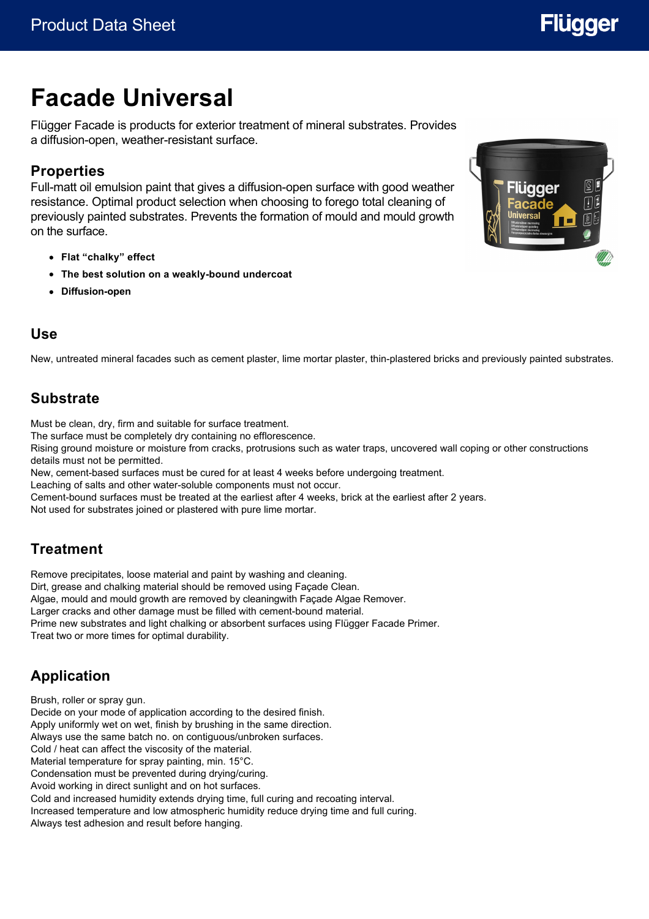# Facade Universal

Flügger Facade is products for exterior treatment of mineral substrates. Provides a diffusion-open, weather-resistant surface.

## Properties

Full-matt oil emulsion paint that gives a diffusion-open surface with good weather resistance. Optimal product selection when choosing to forego total cleaning of previously painted substrates. Prevents the formation of mould and mould growth on the surface.

- **Flat "chalky" effect**
- **The best solution on a weakly-bound undercoat**
- **Diffusion-open**

## Use

New, untreated mineral facades such as cement plaster, lime mortar plaster, thin-plastered bricks and previously painted substrates.

## Substrate

Must be clean, dry, firm and suitable for surface treatment.
The surface must be completely dry containing no efflorescence.
Rising ground moisture or moisture from cracks, protrusions such as water traps, uncovered wall coping or other constructions details must not be permitted.
New, cement-based surfaces must be cured for at least 4 weeks before undergoing treatment.
Leaching of salts and other water-soluble components must not occur.
Cement-bound surfaces must be treated at the earliest after 4 weeks, brick at the earliest after 2 years.
Not used for substrates joined or plastered with pure lime mortar.

## Treatment

Remove precipitates, loose material and paint by washing and cleaning.
Dirt, grease and chalking material should be removed using Façade Clean.
Algae, mould and mould growth are removed by cleaningwith Façade Algae Remover.
Larger cracks and other damage must be filled with cement-bound material.
Prime new substrates and light chalking or absorbent surfaces using Flügger Facade Primer.
Treat two or more times for optimal durability.

## Application

Brush, roller or spray gun.
Decide on your mode of application according to the desired finish.
Apply uniformly wet on wet, finish by brushing in the same direction.
Always use the same batch no. on contiguous/unbroken surfaces.
Cold / heat can affect the viscosity of the material.
Material temperature for spray painting, min. 15°C.
Condensation must be prevented during drying/curing.
Avoid working in direct sunlight and on hot surfaces.
Cold and increased humidity extends drying time, full curing and recoating interval.
Increased temperature and low atmospheric humidity reduce drying time and full curing.
Always test adhesion and result before hanging.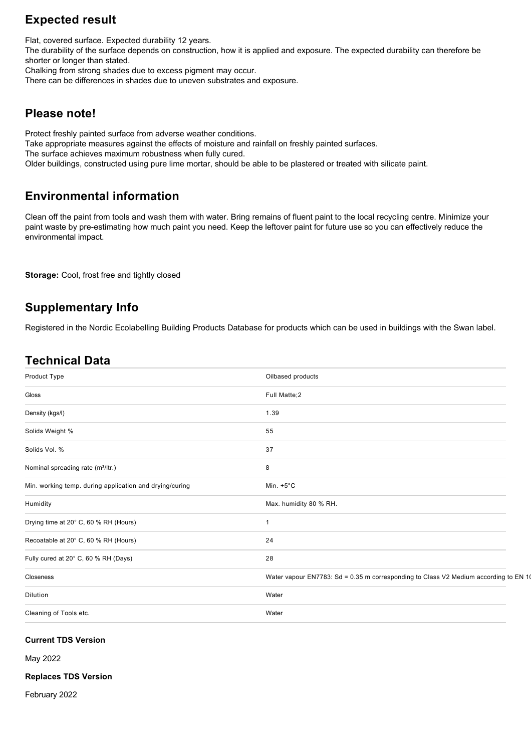## Expected result

Flat, covered surface. Expected durability 12 years.
The durability of the surface depends on construction, how it is applied and exposure. The expected durability can therefore be shorter or longer than stated.
Chalking from strong shades due to excess pigment may occur.
There can be differences in shades due to uneven substrates and exposure.

## Please note!

Protect freshly painted surface from adverse weather conditions.
Take appropriate measures against the effects of moisture and rainfall on freshly painted surfaces.
The surface achieves maximum robustness when fully cured.
Older buildings, constructed using pure lime mortar, should be able to be plastered or treated with silicate paint.

## Environmental information

Clean off the paint from tools and wash them with water. Bring remains of fluent paint to the local recycling centre. Minimize your paint waste by pre-estimating how much paint you need. Keep the leftover paint for future use so you can effectively reduce the environmental impact.

**Storage:** Cool, frost free and tightly closed

## Supplementary Info

Registered in the Nordic Ecolabelling Building Products Database for products which can be used in buildings with the Swan label.

## Technical Data

| | |
|---|---|
| Product Type | Oilbased products |
| Gloss | Full Matte;2 |
| Density (kgs/l) | 1.39 |
| Solids Weight % | 55 |
| Solids Vol. % | 37 |
| Nominal spreading rate (m²/ltr.) | 8 |
| Min. working temp. during application and drying/curing | Min. +5°C |
| Humidity | Max. humidity 80 % RH. |
| Drying time at 20° C, 60 % RH (Hours) | 1 |
| Recoatable at 20° C, 60 % RH (Hours) | 24 |
| Fully cured at 20° C, 60 % RH (Days) | 28 |
| Closeness | Water vapour EN7783: Sd = 0.35 m corresponding to Class V2 Medium according to EN 1 |
| Dilution | Water |
| Cleaning of Tools etc. | Water |

**Current TDS Version**

May 2022

**Replaces TDS Version**

February 2022